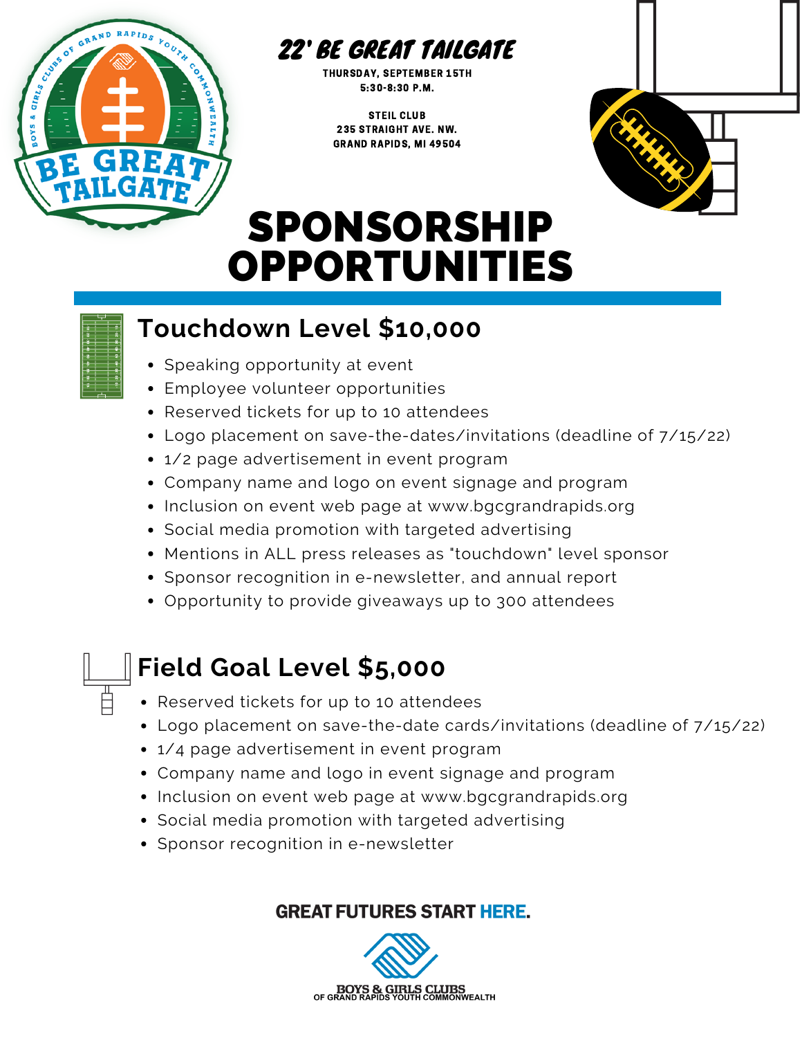## 22' BE GREAT TAILGATE

THURSDAY, SEPTEMBER 15TH
5:30-8:30 P.M.

STEIL CLUB
235 STRAIGHT AVE. NW.
GRAND RAPIDS, MI 49504

# SPONSORSHIP OPPORTUNITIES

## Touchdown Level $10,000

- Speaking opportunity at event
- Employee volunteer opportunities
- Reserved tickets for up to 10 attendees
- Logo placement on save-the-dates/invitations (deadline of 7/15/22)
- 1/2 page advertisement in event program
- Company name and logo on event signage and program
- Inclusion on event web page at www.bgcgrandrapids.org
- Social media promotion with targeted advertising
- Mentions in ALL press releases as "touchdown" level sponsor
- Sponsor recognition in e-newsletter, and annual report
- Opportunity to provide giveaways up to 300 attendees

## Field Goal Level $5,000

- Reserved tickets for up to 10 attendees
- Logo placement on save-the-date cards/invitations (deadline of 7/15/22)
- 1/4 page advertisement in event program
- Company name and logo in event signage and program
- Inclusion on event web page at www.bgcgrandrapids.org
- Social media promotion with targeted advertising
- Sponsor recognition in e-newsletter

**GREAT FUTURES START HERE.**

BOYS & GIRLS CLUBS
OF GRAND RAPIDS YOUTH COMMONWEALTH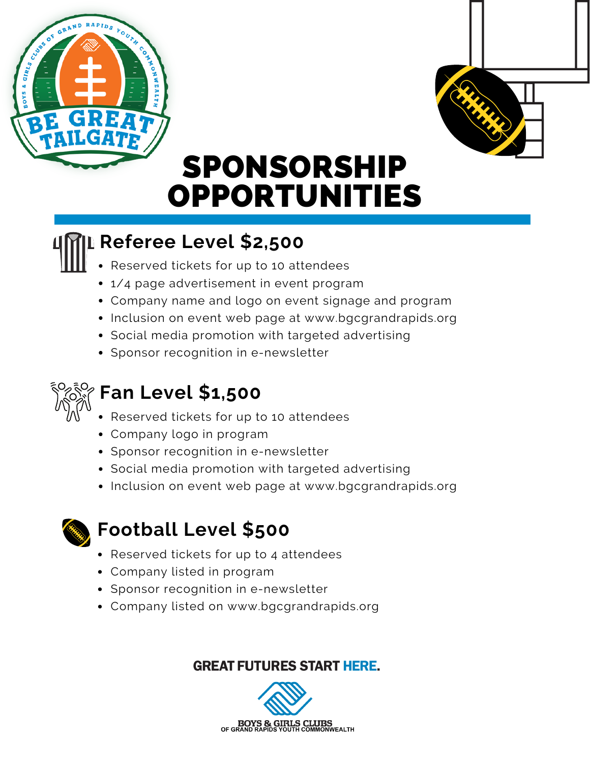# SPONSORSHIP OPPORTUNITIES

## Referee Level $2,500

- Reserved tickets for up to 10 attendees
- 1/4 page advertisement in event program
- Company name and logo on event signage and program
- Inclusion on event web page at www.bgcgrandrapids.org
- Social media promotion with targeted advertising
- Sponsor recognition in e-newsletter

## Fan Level $1,500

- Reserved tickets for up to 10 attendees
- Company logo in program
- Sponsor recognition in e-newsletter
- Social media promotion with targeted advertising
- Inclusion on event web page at www.bgcgrandrapids.org

## Football Level $500

- Reserved tickets for up to 4 attendees
- Company listed in program
- Sponsor recognition in e-newsletter
- Company listed on www.bgcgrandrapids.org

**GREAT FUTURES START HERE.**

BOYS & GIRLS CLUBS OF GRAND RAPIDS YOUTH COMMONWEALTH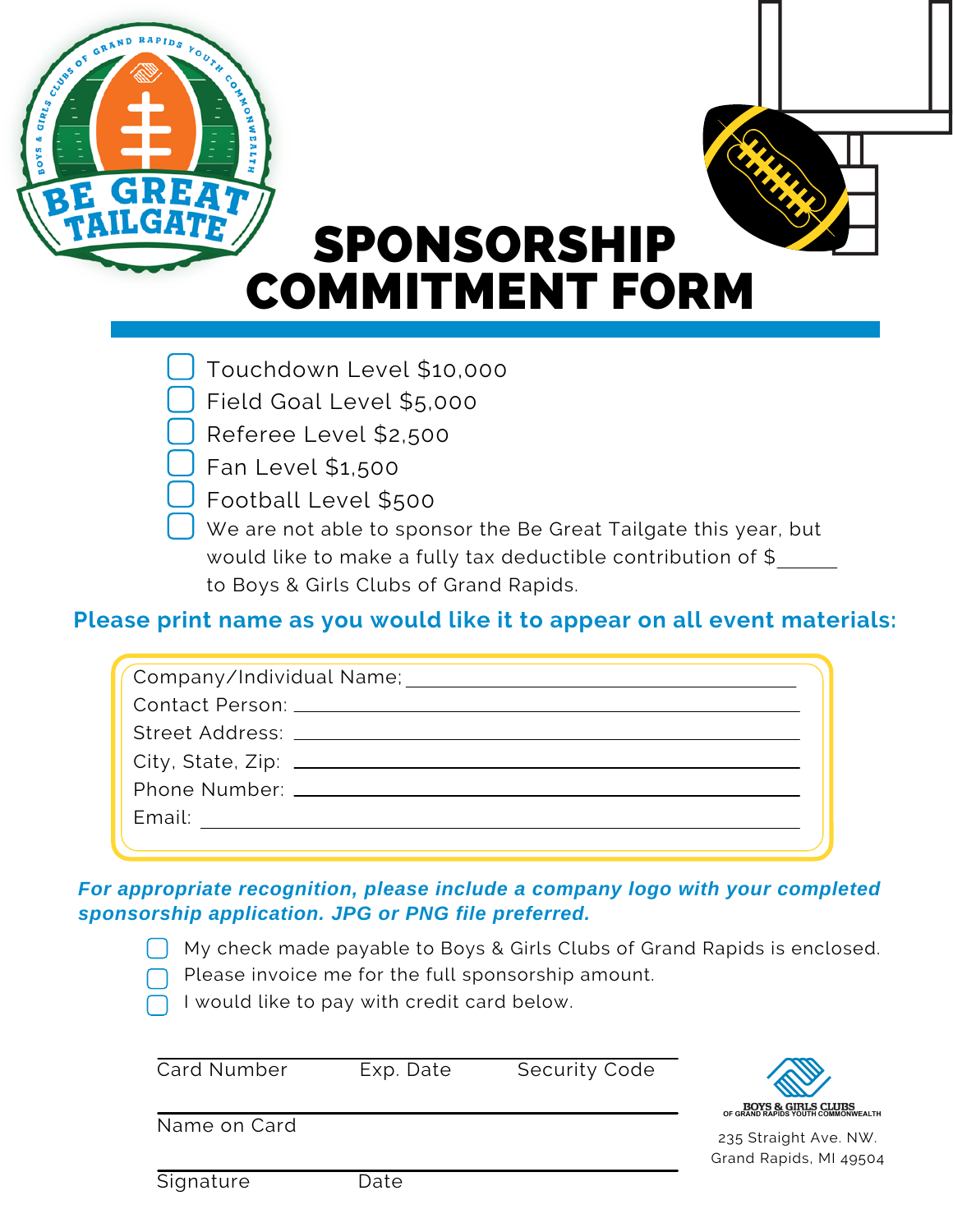# SPONSORSHIP COMMITMENT FORM

- ☐ Touchdown Level $10,000
- ☐ Field Goal Level $5,000
- ☐ Referee Level $2,500
- ☐ Fan Level $1,500
- ☐ Football Level $500
- ☐ We are not able to sponsor the Be Great Tailgate this year, but would like to make a fully tax deductible contribution of $______ to Boys & Girls Clubs of Grand Rapids.

**Please print name as you would like it to appear on all event materials:**

Company/Individual Name; ______________________________

Contact Person: ______________________________

Street Address: ______________________________

City, State, Zip: ______________________________

Phone Number: ______________________________

Email: ______________________________

***For appropriate recognition, please include a company logo with your completed sponsorship application. JPG or PNG file preferred.***

- ☐ My check made payable to Boys & Girls Clubs of Grand Rapids is enclosed.
- ☐ Please invoice me for the full sponsorship amount.
- ☐ I would like to pay with credit card below.

Card Number ______ Exp. Date ______ Security Code ______

Name on Card ______________________________

Signature ______________ Date ______________

BOYS & GIRLS CLUBS OF GRAND RAPIDS YOUTH COMMONWEALTH

235 Straight Ave. NW.
Grand Rapids, MI 49504